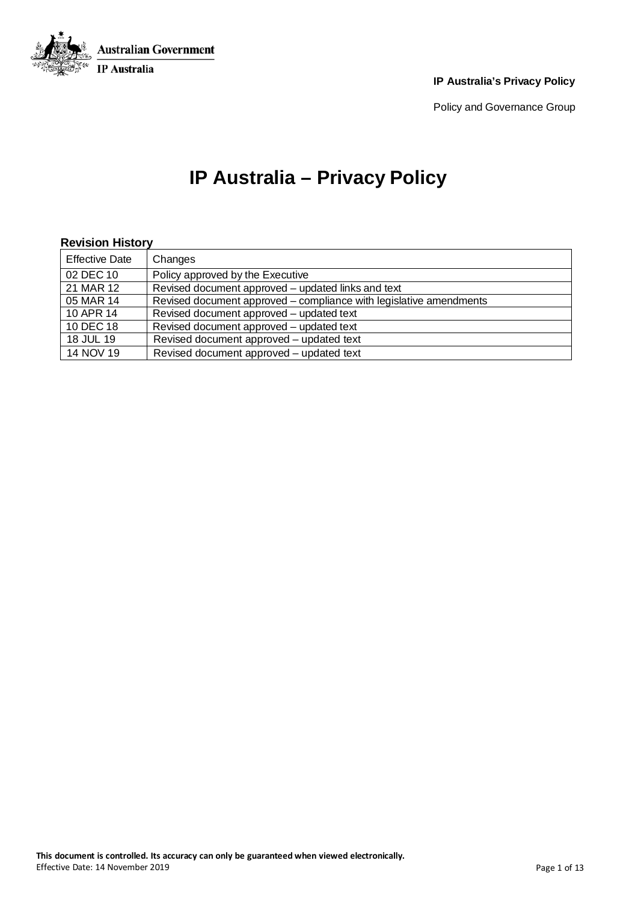Australian Government

IP Australia

**IP Australia's Privacy Policy**

Policy and Governance Group

# IP Australia – Privacy Policy

**Revision History**

| Effective Date | Changes |
| --- | --- |
| 02 DEC 10 | Policy approved by the Executive |
| 21 MAR 12 | Revised document approved – updated links and text |
| 05 MAR 14 | Revised document approved – compliance with legislative amendments |
| 10 APR 14 | Revised document approved – updated text |
| 10 DEC 18 | Revised document approved – updated text |
| 18 JUL 19 | Revised document approved – updated text |
| 14 NOV 19 | Revised document approved – updated text |

**This document is controlled. Its accuracy can only be guaranteed when viewed electronically.**
Effective Date: 14 November 2019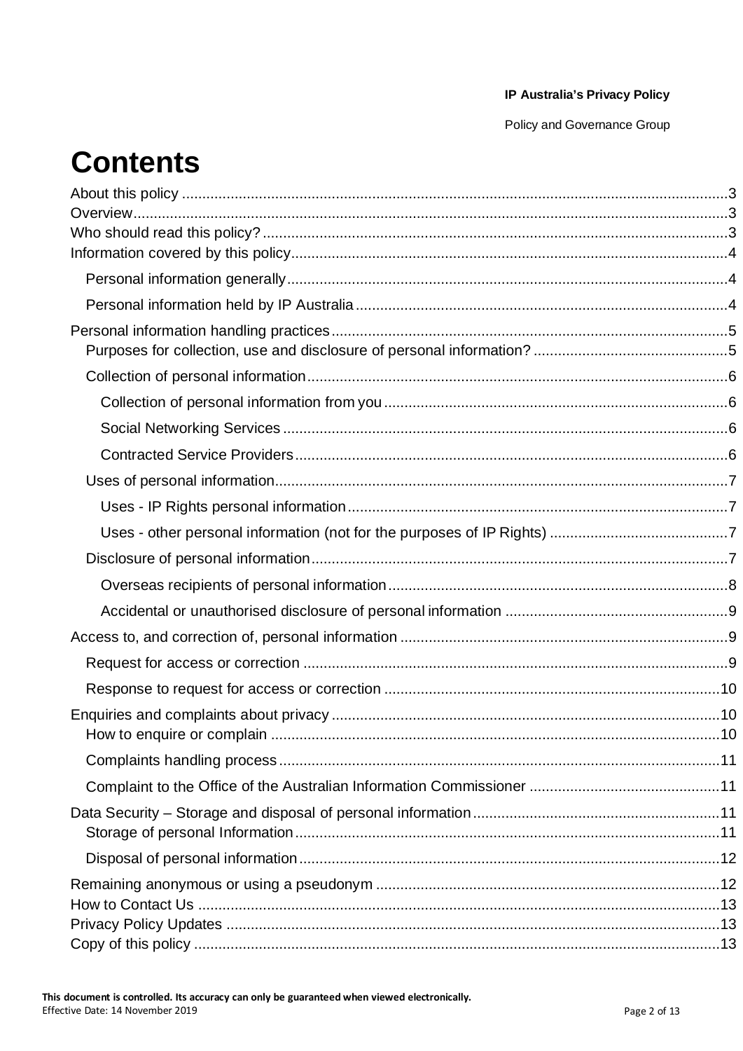# Contents

About this policy ....................................................................................................................3
Overview...................................................................................................................................3
Who should read this policy?..................................................................................................3
Information covered by this policy..........................................................................................4
- Personal information generally............................................................................................4
- Personal information held by IP Australia...........................................................................4

Personal information handling practices.................................................................................5
- Purposes for collection, use and disclosure of personal information? ...............................5
- Collection of personal information.......................................................................................6
  - Collection of personal information from you....................................................................6
  - Social Networking Services .............................................................................................6
  - Contracted Service Providers...........................................................................................6
- Uses of personal information...............................................................................................7
  - Uses - IP Rights personal information.............................................................................7
  - Uses - other personal information (not for the purposes of IP Rights) ............................7
- Disclosure of personal information......................................................................................7
  - Overseas recipients of personal information....................................................................8
  - Accidental or unauthorised disclosure of personal information .......................................9

Access to, and correction of, personal information ................................................................9
- Request for access or correction .........................................................................................9
- Response to request for access or correction ...................................................................10

Enquiries and complaints about privacy ...............................................................................10
- How to enquire or complain ...............................................................................................10
- Complaints handling process.............................................................................................11
- Complaint to the Office of the Australian Information Commissioner ...............................11

Data Security – Storage and disposal of personal information.............................................11
- Storage of personal Information.........................................................................................11
- Disposal of personal information........................................................................................12

Remaining anonymous or using a pseudonym .....................................................................12
How to Contact Us .................................................................................................................13
Privacy Policy Updates ..........................................................................................................13
Copy of this policy ..................................................................................................................13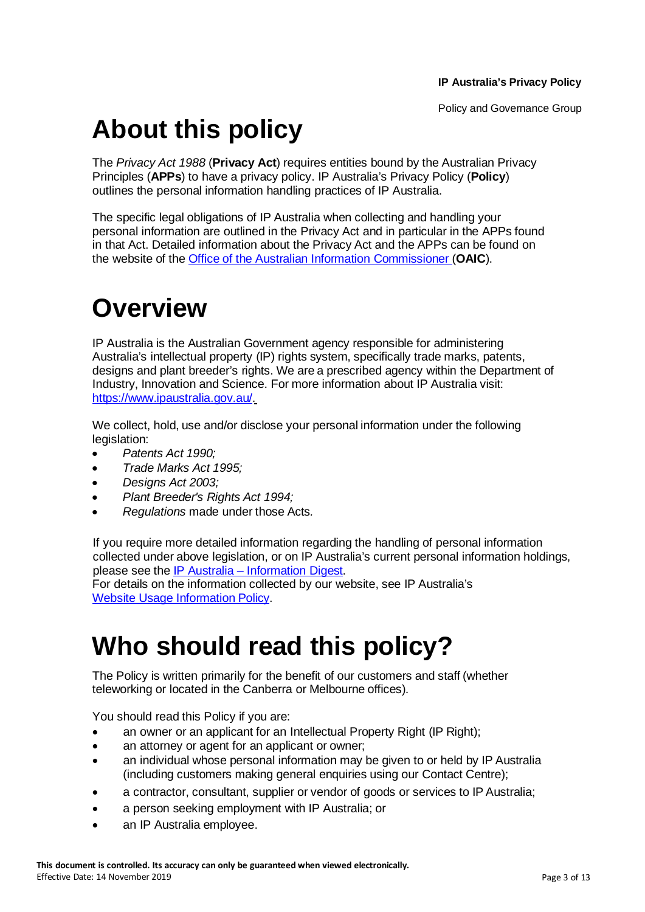# About this policy

The *Privacy Act 1988* (**Privacy Act**) requires entities bound by the Australian Privacy Principles (**APPs**) to have a privacy policy. IP Australia's Privacy Policy (**Policy**) outlines the personal information handling practices of IP Australia.

The specific legal obligations of IP Australia when collecting and handling your personal information are outlined in the Privacy Act and in particular in the APPs found in that Act. Detailed information about the Privacy Act and the APPs can be found on the website of the [Office of the Australian Information Commissioner](#) (**OAIC**).

# Overview

IP Australia is the Australian Government agency responsible for administering Australia's intellectual property (IP) rights system, specifically trade marks, patents, designs and plant breeder's rights. We are a prescribed agency within the Department of Industry, Innovation and Science. For more information about IP Australia visit: [https://www.ipaustralia.gov.au/](https://www.ipaustralia.gov.au/).

We collect, hold, use and/or disclose your personal information under the following legislation:

- *Patents Act 1990;*
- *Trade Marks Act 1995;*
- *Designs Act 2003;*
- *Plant Breeder's Rights Act 1994;*
- *Regulations* made under those Acts.

If you require more detailed information regarding the handling of personal information collected under above legislation, or on IP Australia's current personal information holdings, please see the [IP Australia – Information Digest](#).
For details on the information collected by our website, see IP Australia's [Website Usage Information Policy](#).

# Who should read this policy?

The Policy is written primarily for the benefit of our customers and staff (whether teleworking or located in the Canberra or Melbourne offices).

You should read this Policy if you are:

- an owner or an applicant for an Intellectual Property Right (IP Right);
- an attorney or agent for an applicant or owner;
- an individual whose personal information may be given to or held by IP Australia (including customers making general enquiries using our Contact Centre);
- a contractor, consultant, supplier or vendor of goods or services to IP Australia;
- a person seeking employment with IP Australia; or
- an IP Australia employee.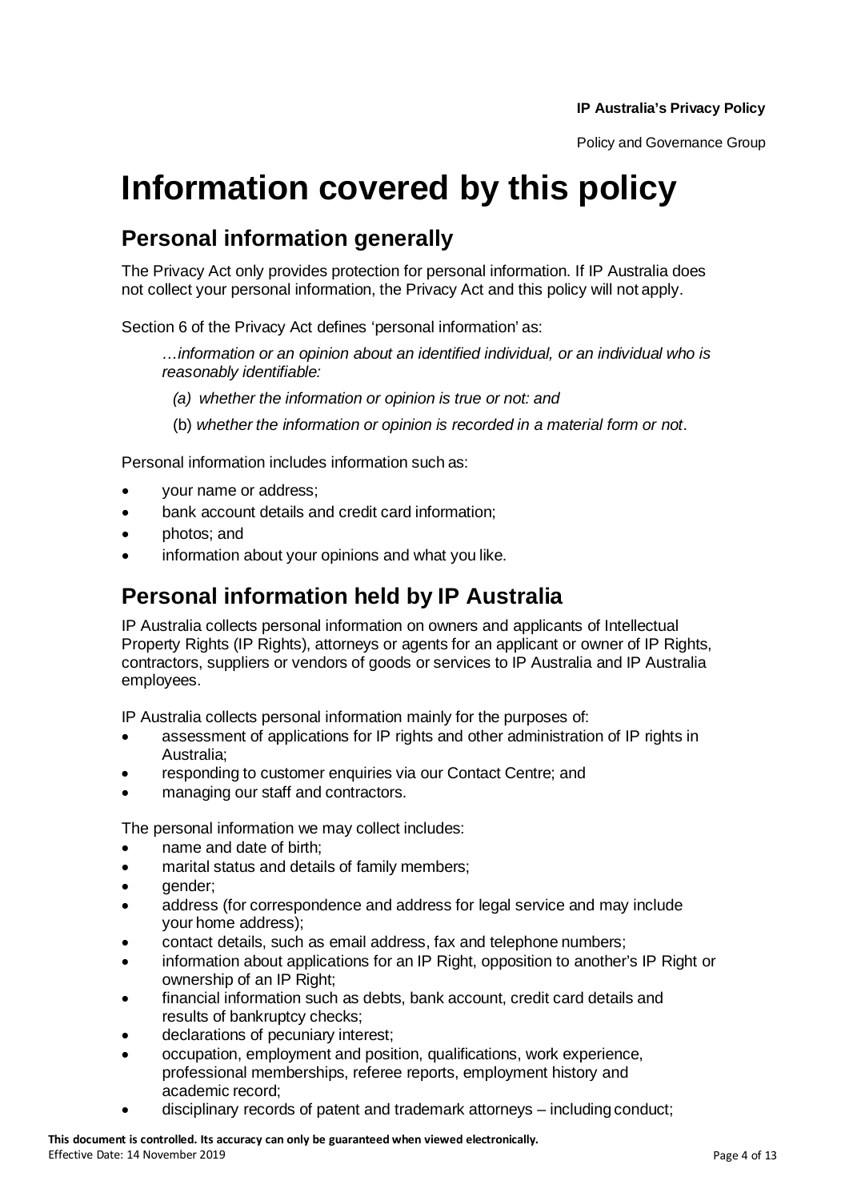# Information covered by this policy

## Personal information generally

The Privacy Act only provides protection for personal information. If IP Australia does not collect your personal information, the Privacy Act and this policy will not apply.

Section 6 of the Privacy Act defines 'personal information' as:

> *…information or an opinion about an identified individual, or an individual who is reasonably identifiable:*
>
> *(a) whether the information or opinion is true or not: and*
>
> (b) *whether the information or opinion is recorded in a material form or not*.

Personal information includes information such as:

- your name or address;
- bank account details and credit card information;
- photos; and
- information about your opinions and what you like.

## Personal information held by IP Australia

IP Australia collects personal information on owners and applicants of Intellectual Property Rights (IP Rights), attorneys or agents for an applicant or owner of IP Rights, contractors, suppliers or vendors of goods or services to IP Australia and IP Australia employees.

IP Australia collects personal information mainly for the purposes of:

- assessment of applications for IP rights and other administration of IP rights in Australia;
- responding to customer enquiries via our Contact Centre; and
- managing our staff and contractors.

The personal information we may collect includes:

- name and date of birth;
- marital status and details of family members;
- gender;
- address (for correspondence and address for legal service and may include your home address);
- contact details, such as email address, fax and telephone numbers;
- information about applications for an IP Right, opposition to another's IP Right or ownership of an IP Right;
- financial information such as debts, bank account, credit card details and results of bankruptcy checks;
- declarations of pecuniary interest;
- occupation, employment and position, qualifications, work experience, professional memberships, referee reports, employment history and academic record;
- disciplinary records of patent and trademark attorneys – including conduct;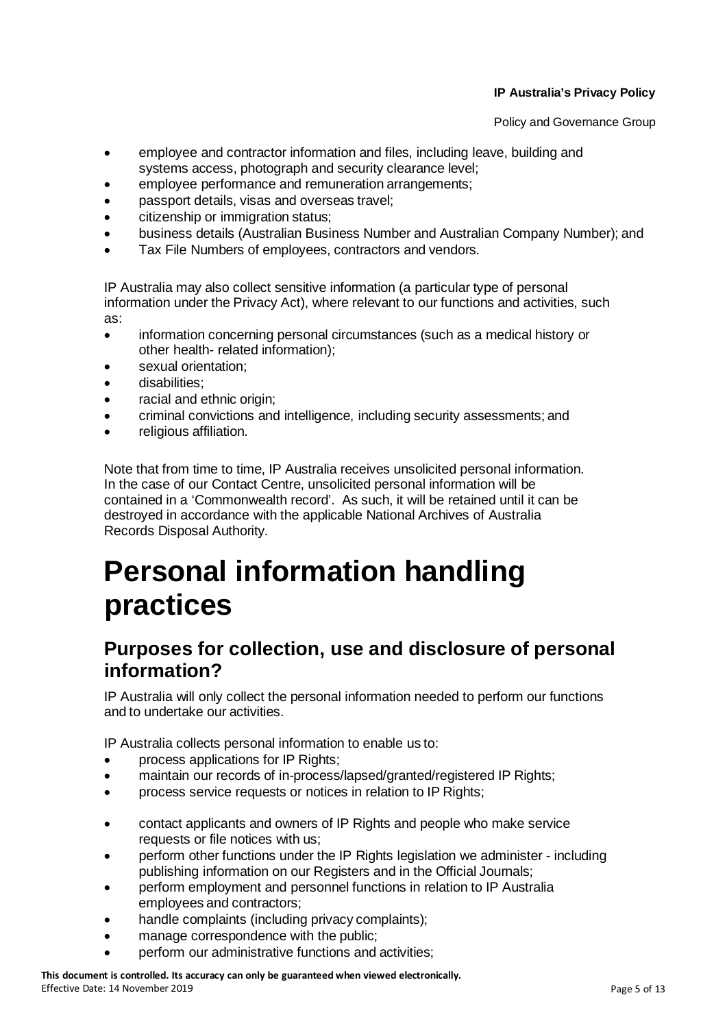- employee and contractor information and files, including leave, building and systems access, photograph and security clearance level;
- employee performance and remuneration arrangements;
- passport details, visas and overseas travel;
- citizenship or immigration status;
- business details (Australian Business Number and Australian Company Number); and
- Tax File Numbers of employees, contractors and vendors.

IP Australia may also collect sensitive information (a particular type of personal information under the Privacy Act), where relevant to our functions and activities, such as:

- information concerning personal circumstances (such as a medical history or other health- related information);
- sexual orientation;
- disabilities;
- racial and ethnic origin;
- criminal convictions and intelligence, including security assessments; and
- religious affiliation.

Note that from time to time, IP Australia receives unsolicited personal information. In the case of our Contact Centre, unsolicited personal information will be contained in a 'Commonwealth record'. As such, it will be retained until it can be destroyed in accordance with the applicable National Archives of Australia Records Disposal Authority.

# Personal information handling practices

## Purposes for collection, use and disclosure of personal information?

IP Australia will only collect the personal information needed to perform our functions and to undertake our activities.

IP Australia collects personal information to enable us to:

- process applications for IP Rights;
- maintain our records of in-process/lapsed/granted/registered IP Rights;
- process service requests or notices in relation to IP Rights;
- contact applicants and owners of IP Rights and people who make service requests or file notices with us;
- perform other functions under the IP Rights legislation we administer - including publishing information on our Registers and in the Official Journals;
- perform employment and personnel functions in relation to IP Australia employees and contractors;
- handle complaints (including privacy complaints);
- manage correspondence with the public;
- perform our administrative functions and activities;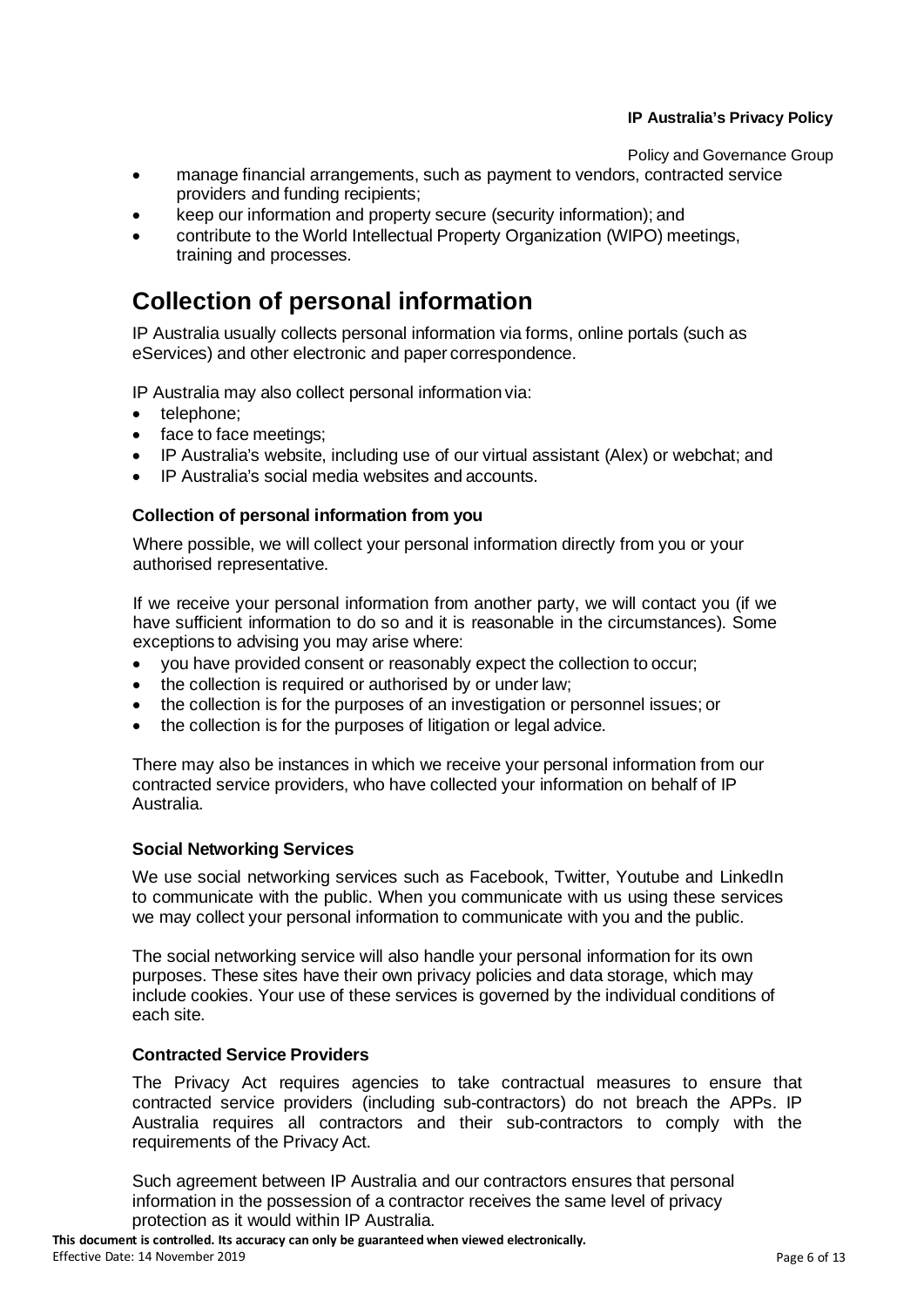- manage financial arrangements, such as payment to vendors, contracted service providers and funding recipients;
- keep our information and property secure (security information); and
- contribute to the World Intellectual Property Organization (WIPO) meetings, training and processes.

# Collection of personal information

IP Australia usually collects personal information via forms, online portals (such as eServices) and other electronic and paper correspondence.

IP Australia may also collect personal information via:

- telephone;
- face to face meetings;
- IP Australia's website, including use of our virtual assistant (Alex) or webchat; and
- IP Australia's social media websites and accounts.

### Collection of personal information from you

Where possible, we will collect your personal information directly from you or your authorised representative.

If we receive your personal information from another party, we will contact you (if we have sufficient information to do so and it is reasonable in the circumstances). Some exceptions to advising you may arise where:

- you have provided consent or reasonably expect the collection to occur;
- the collection is required or authorised by or under law;
- the collection is for the purposes of an investigation or personnel issues; or
- the collection is for the purposes of litigation or legal advice.

There may also be instances in which we receive your personal information from our contracted service providers, who have collected your information on behalf of IP Australia.

### Social Networking Services

We use social networking services such as Facebook, Twitter, Youtube and LinkedIn to communicate with the public. When you communicate with us using these services we may collect your personal information to communicate with you and the public.

The social networking service will also handle your personal information for its own purposes. These sites have their own privacy policies and data storage, which may include cookies. Your use of these services is governed by the individual conditions of each site.

### Contracted Service Providers

The Privacy Act requires agencies to take contractual measures to ensure that contracted service providers (including sub-contractors) do not breach the APPs. IP Australia requires all contractors and their sub-contractors to comply with the requirements of the Privacy Act.

Such agreement between IP Australia and our contractors ensures that personal information in the possession of a contractor receives the same level of privacy protection as it would within IP Australia.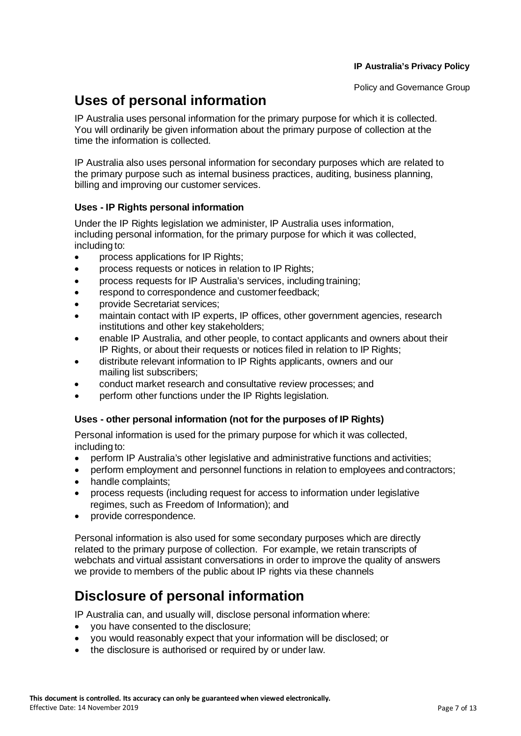## Uses of personal information

IP Australia uses personal information for the primary purpose for which it is collected. You will ordinarily be given information about the primary purpose of collection at the time the information is collected.

IP Australia also uses personal information for secondary purposes which are related to the primary purpose such as internal business practices, auditing, business planning, billing and improving our customer services.

### Uses - IP Rights personal information

Under the IP Rights legislation we administer, IP Australia uses information, including personal information, for the primary purpose for which it was collected, including to:

- process applications for IP Rights;
- process requests or notices in relation to IP Rights;
- process requests for IP Australia's services, including training;
- respond to correspondence and customer feedback;
- provide Secretariat services;
- maintain contact with IP experts, IP offices, other government agencies, research institutions and other key stakeholders;
- enable IP Australia, and other people, to contact applicants and owners about their IP Rights, or about their requests or notices filed in relation to IP Rights;
- distribute relevant information to IP Rights applicants, owners and our mailing list subscribers;
- conduct market research and consultative review processes; and
- perform other functions under the IP Rights legislation.

### Uses - other personal information (not for the purposes of IP Rights)

Personal information is used for the primary purpose for which it was collected, including to:

- perform IP Australia's other legislative and administrative functions and activities;
- perform employment and personnel functions in relation to employees and contractors;
- handle complaints;
- process requests (including request for access to information under legislative regimes, such as Freedom of Information); and
- provide correspondence.

Personal information is also used for some secondary purposes which are directly related to the primary purpose of collection. For example, we retain transcripts of webchats and virtual assistant conversations in order to improve the quality of answers we provide to members of the public about IP rights via these channels

## Disclosure of personal information

IP Australia can, and usually will, disclose personal information where:

- you have consented to the disclosure;
- you would reasonably expect that your information will be disclosed; or
- the disclosure is authorised or required by or under law.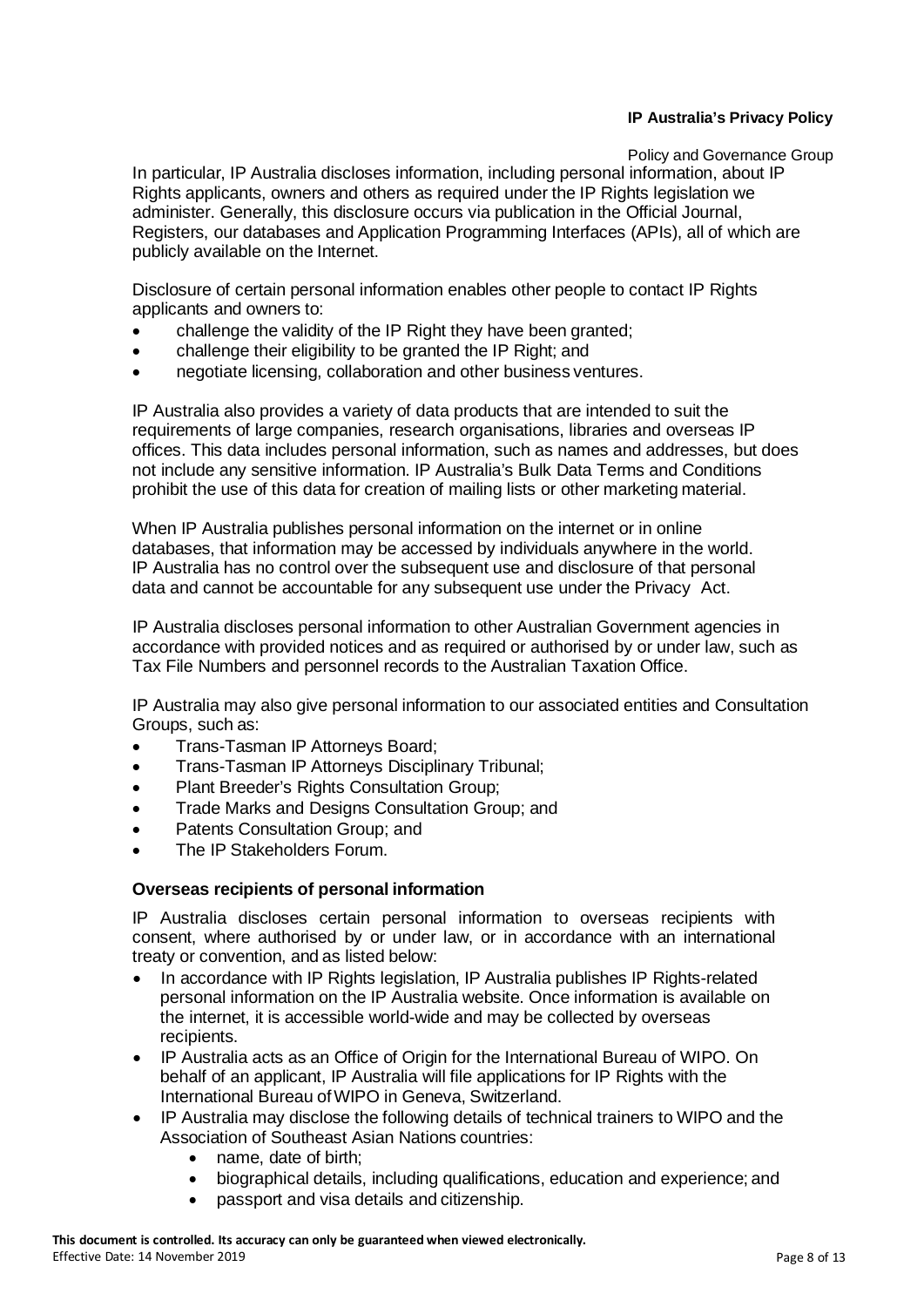In particular, IP Australia discloses information, including personal information, about IP Rights applicants, owners and others as required under the IP Rights legislation we administer. Generally, this disclosure occurs via publication in the Official Journal, Registers, our databases and Application Programming Interfaces (APIs), all of which are publicly available on the Internet.

Disclosure of certain personal information enables other people to contact IP Rights applicants and owners to:

- challenge the validity of the IP Right they have been granted;
- challenge their eligibility to be granted the IP Right; and
- negotiate licensing, collaboration and other business ventures.

IP Australia also provides a variety of data products that are intended to suit the requirements of large companies, research organisations, libraries and overseas IP offices. This data includes personal information, such as names and addresses, but does not include any sensitive information. IP Australia's Bulk Data Terms and Conditions prohibit the use of this data for creation of mailing lists or other marketing material.

When IP Australia publishes personal information on the internet or in online databases, that information may be accessed by individuals anywhere in the world. IP Australia has no control over the subsequent use and disclosure of that personal data and cannot be accountable for any subsequent use under the Privacy Act.

IP Australia discloses personal information to other Australian Government agencies in accordance with provided notices and as required or authorised by or under law, such as Tax File Numbers and personnel records to the Australian Taxation Office.

IP Australia may also give personal information to our associated entities and Consultation Groups, such as:

- Trans-Tasman IP Attorneys Board;
- Trans-Tasman IP Attorneys Disciplinary Tribunal;
- Plant Breeder's Rights Consultation Group;
- Trade Marks and Designs Consultation Group; and
- Patents Consultation Group; and
- The IP Stakeholders Forum.

### Overseas recipients of personal information

IP Australia discloses certain personal information to overseas recipients with consent, where authorised by or under law, or in accordance with an international treaty or convention, and as listed below:

- In accordance with IP Rights legislation, IP Australia publishes IP Rights-related personal information on the IP Australia website. Once information is available on the internet, it is accessible world-wide and may be collected by overseas recipients.
- IP Australia acts as an Office of Origin for the International Bureau of WIPO. On behalf of an applicant, IP Australia will file applications for IP Rights with the International Bureau of WIPO in Geneva, Switzerland.
- IP Australia may disclose the following details of technical trainers to WIPO and the Association of Southeast Asian Nations countries:
    - name, date of birth;
    - biographical details, including qualifications, education and experience; and
    - passport and visa details and citizenship.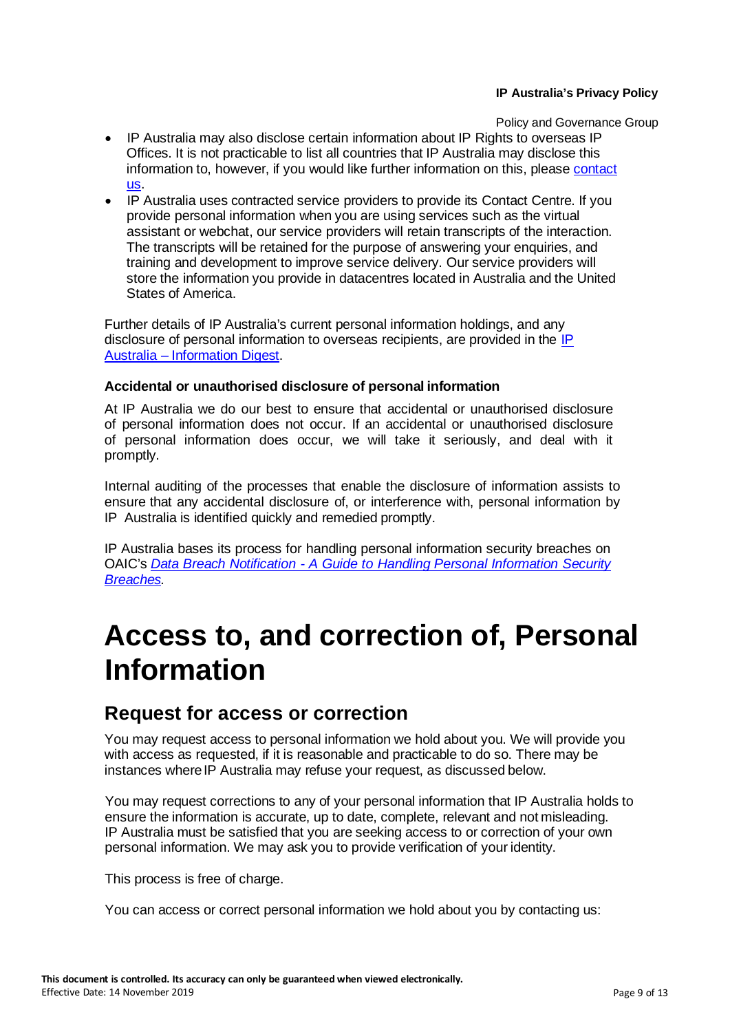- IP Australia may also disclose certain information about IP Rights to overseas IP Offices. It is not practicable to list all countries that IP Australia may disclose this information to, however, if you would like further information on this, please [contact us](#).
- IP Australia uses contracted service providers to provide its Contact Centre. If you provide personal information when you are using services such as the virtual assistant or webchat, our service providers will retain transcripts of the interaction. The transcripts will be retained for the purpose of answering your enquiries, and training and development to improve service delivery. Our service providers will store the information you provide in datacentres located in Australia and the United States of America.

Further details of IP Australia's current personal information holdings, and any disclosure of personal information to overseas recipients, are provided in the [IP Australia – Information Digest](#).

**Accidental or unauthorised disclosure of personal information**

At IP Australia we do our best to ensure that accidental or unauthorised disclosure of personal information does not occur. If an accidental or unauthorised disclosure of personal information does occur, we will take it seriously, and deal with it promptly.

Internal auditing of the processes that enable the disclosure of information assists to ensure that any accidental disclosure of, or interference with, personal information by IP Australia is identified quickly and remedied promptly.

IP Australia bases its process for handling personal information security breaches on OAIC's *[Data Breach Notification - A Guide to Handling Personal Information Security Breaches](#).*

# Access to, and correction of, Personal Information

## Request for access or correction

You may request access to personal information we hold about you. We will provide you with access as requested, if it is reasonable and practicable to do so. There may be instances where IP Australia may refuse your request, as discussed below.

You may request corrections to any of your personal information that IP Australia holds to ensure the information is accurate, up to date, complete, relevant and not misleading. IP Australia must be satisfied that you are seeking access to or correction of your own personal information. We may ask you to provide verification of your identity.

This process is free of charge.

You can access or correct personal information we hold about you by contacting us: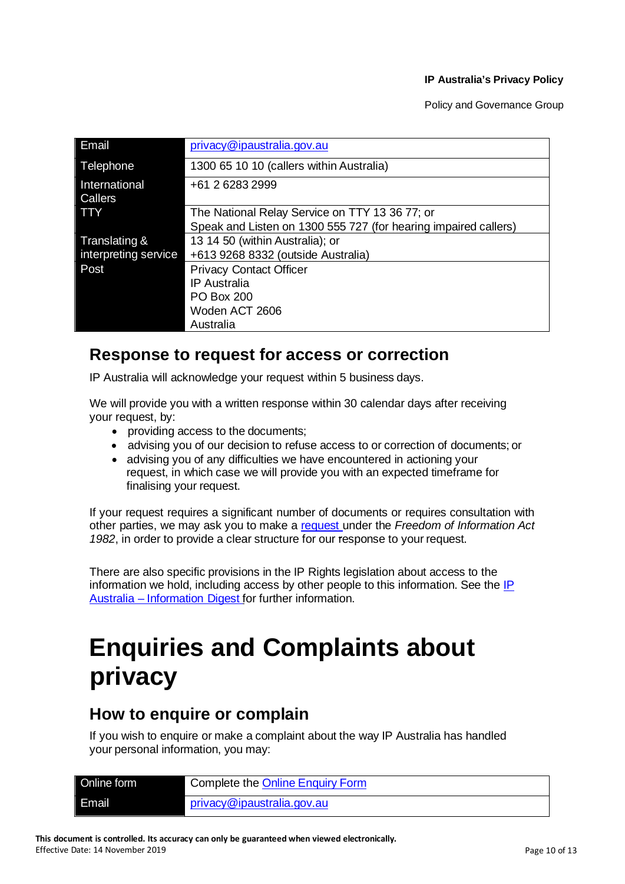| Email | privacy@ipaustralia.gov.au |
| --- | --- |
| Telephone | 1300 65 10 10 (callers within Australia) |
| International Callers | +61 2 6283 2999 |
| TTY | The National Relay Service on TTY 13 36 77; or<br>Speak and Listen on 1300 555 727 (for hearing impaired callers) |
| Translating & interpreting service | 13 14 50 (within Australia); or<br>+613 9268 8332 (outside Australia) |
| Post | Privacy Contact Officer<br>IP Australia<br>PO Box 200<br>Woden ACT 2606<br>Australia |

## Response to request for access or correction

IP Australia will acknowledge your request within 5 business days.

We will provide you with a written response within 30 calendar days after receiving your request, by:

- providing access to the documents;
- advising you of our decision to refuse access to or correction of documents; or
- advising you of any difficulties we have encountered in actioning your request, in which case we will provide you with an expected timeframe for finalising your request.

If your request requires a significant number of documents or requires consultation with other parties, we may ask you to make a request under the *Freedom of Information Act 1982*, in order to provide a clear structure for our response to your request.

There are also specific provisions in the IP Rights legislation about access to the information we hold, including access by other people to this information. See the IP Australia – Information Digest for further information.

# Enquiries and Complaints about privacy

## How to enquire or complain

If you wish to enquire or make a complaint about the way IP Australia has handled your personal information, you may:

| Online form | Complete the Online Enquiry Form |
| --- | --- |
| Email | privacy@ipaustralia.gov.au |

This document is controlled. Its accuracy can only be guaranteed when viewed electronically.
Effective Date: 14 November 2019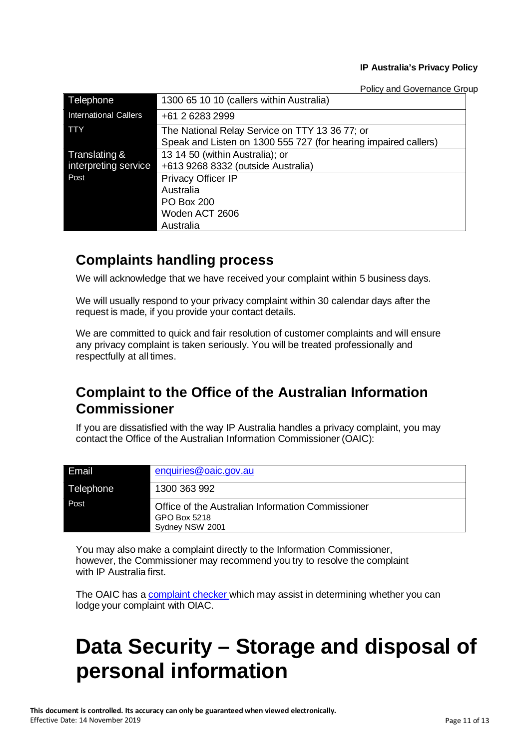| Telephone | 1300 65 10 10 (callers within Australia) |
|---|---|
| International Callers | +61 2 6283 2999 |
| TTY | The National Relay Service on TTY 13 36 77; or Speak and Listen on 1300 555 727 (for hearing impaired callers) |
| Translating & interpreting service | 13 14 50 (within Australia); or +613 9268 8332 (outside Australia) |
| Post | Privacy Officer IP Australia PO Box 200 Woden ACT 2606 Australia |

## Complaints handling process

We will acknowledge that we have received your complaint within 5 business days.

We will usually respond to your privacy complaint within 30 calendar days after the request is made, if you provide your contact details.

We are committed to quick and fair resolution of customer complaints and will ensure any privacy complaint is taken seriously. You will be treated professionally and respectfully at all times.

## Complaint to the Office of the Australian Information Commissioner

If you are dissatisfied with the way IP Australia handles a privacy complaint, you may contact the Office of the Australian Information Commissioner (OAIC):

| Email | [enquiries@oaic.gov.au](mailto:enquiries@oaic.gov.au) |
|---|---|
| Telephone | 1300 363 992 |
| Post | Office of the Australian Information Commissioner GPO Box 5218 Sydney NSW 2001 |

You may also make a complaint directly to the Information Commissioner, however, the Commissioner may recommend you try to resolve the complaint with IP Australia first.

The OAIC has a complaint checker which may assist in determining whether you can lodge your complaint with OIAC.

# Data Security – Storage and disposal of personal information

**This document is controlled. Its accuracy can only be guaranteed when viewed electronically.**
Effective Date: 14 November 2019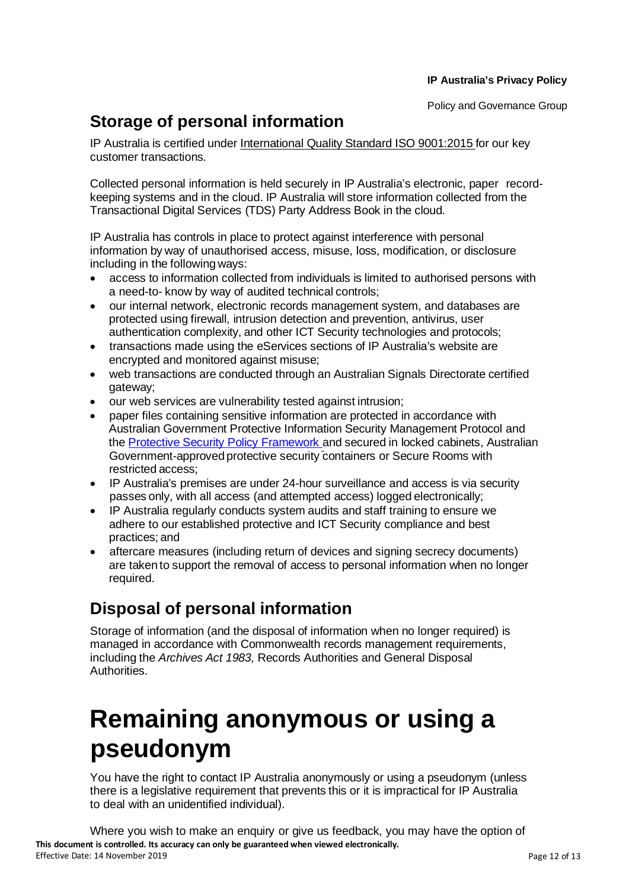## Storage of personal information

IP Australia is certified under International Quality Standard ISO 9001:2015 for our key customer transactions.

Collected personal information is held securely in IP Australia's electronic, paper record-keeping systems and in the cloud. IP Australia will store information collected from the Transactional Digital Services (TDS) Party Address Book in the cloud.

IP Australia has controls in place to protect against interference with personal information by way of unauthorised access, misuse, loss, modification, or disclosure including in the following ways:

- access to information collected from individuals is limited to authorised persons with a need-to- know by way of audited technical controls;
- our internal network, electronic records management system, and databases are protected using firewall, intrusion detection and prevention, antivirus, user authentication complexity, and other ICT Security technologies and protocols;
- transactions made using the eServices sections of IP Australia's website are encrypted and monitored against misuse;
- web transactions are conducted through an Australian Signals Directorate certified gateway;
- our web services are vulnerability tested against intrusion;
- paper files containing sensitive information are protected in accordance with Australian Government Protective Information Security Management Protocol and the Protective Security Policy Framework and secured in locked cabinets, Australian Government-approved protective security containers or Secure Rooms with restricted access;
- IP Australia's premises are under 24-hour surveillance and access is via security passes only, with all access (and attempted access) logged electronically;
- IP Australia regularly conducts system audits and staff training to ensure we adhere to our established protective and ICT Security compliance and best practices; and
- aftercare measures (including return of devices and signing secrecy documents) are taken to support the removal of access to personal information when no longer required.

## Disposal of personal information

Storage of information (and the disposal of information when no longer required) is managed in accordance with Commonwealth records management requirements, including the *Archives Act 1983,* Records Authorities and General Disposal Authorities.

# Remaining anonymous or using a pseudonym

You have the right to contact IP Australia anonymously or using a pseudonym (unless there is a legislative requirement that prevents this or it is impractical for IP Australia to deal with an unidentified individual).

Where you wish to make an enquiry or give us feedback, you may have the option of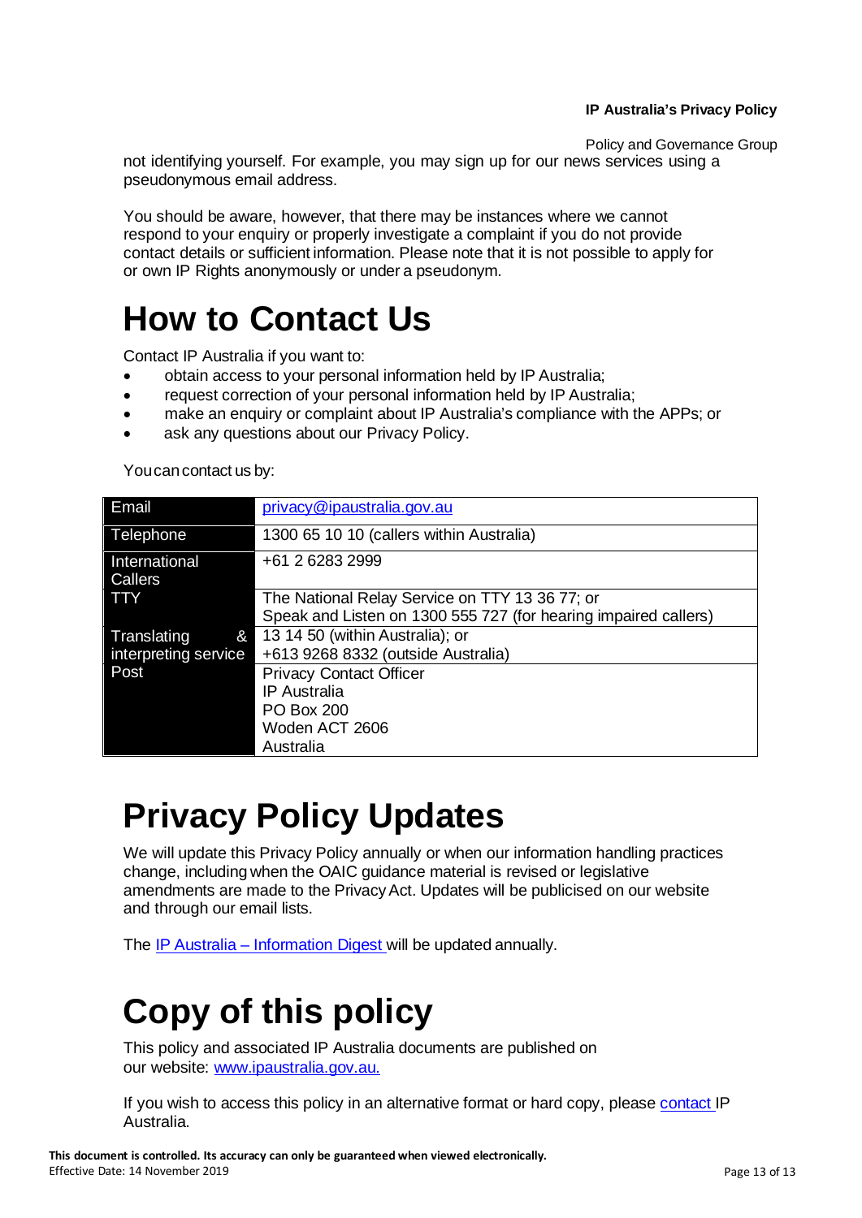not identifying yourself. For example, you may sign up for our news services using a pseudonymous email address.

You should be aware, however, that there may be instances where we cannot respond to your enquiry or properly investigate a complaint if you do not provide contact details or sufficient information. Please note that it is not possible to apply for or own IP Rights anonymously or under a pseudonym.

# How to Contact Us

Contact IP Australia if you want to:

- obtain access to your personal information held by IP Australia;
- request correction of your personal information held by IP Australia;
- make an enquiry or complaint about IP Australia's compliance with the APPs; or
- ask any questions about our Privacy Policy.

You can contact us by:

| | |
|---|---|
| Email | privacy@ipaustralia.gov.au |
| Telephone | 1300 65 10 10 (callers within Australia) |
| International Callers | +61 2 6283 2999 |
| TTY | The National Relay Service on TTY 13 36 77; or<br>Speak and Listen on 1300 555 727 (for hearing impaired callers) |
| Translating & interpreting service | 13 14 50 (within Australia); or<br>+613 9268 8332 (outside Australia) |
| Post | Privacy Contact Officer<br>IP Australia<br>PO Box 200<br>Woden ACT 2606<br>Australia |

# Privacy Policy Updates

We will update this Privacy Policy annually or when our information handling practices change, including when the OAIC guidance material is revised or legislative amendments are made to the Privacy Act. Updates will be publicised on our website and through our email lists.

The IP Australia – Information Digest will be updated annually.

# Copy of this policy

This policy and associated IP Australia documents are published on our website: www.ipaustralia.gov.au.

If you wish to access this policy in an alternative format or hard copy, please contact IP Australia.

**This document is controlled. Its accuracy can only be guaranteed when viewed electronically.**
Effective Date: 14 November 2019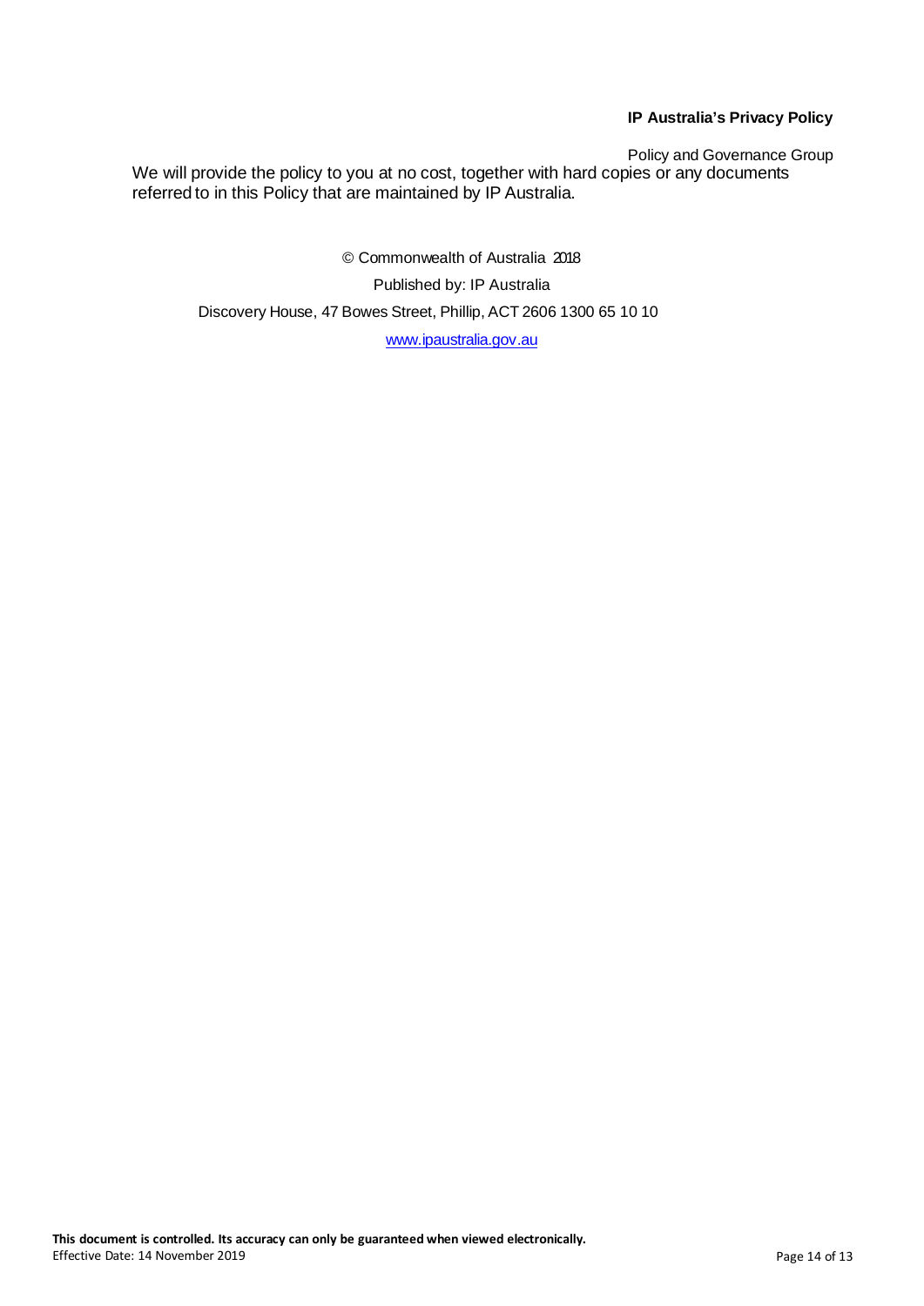We will provide the policy to you at no cost, together with hard copies or any documents referred to in this Policy that are maintained by IP Australia.

© Commonwealth of Australia 2018

Published by: IP Australia

Discovery House, 47 Bowes Street, Phillip, ACT 2606 1300 65 10 10

www.ipaustralia.gov.au